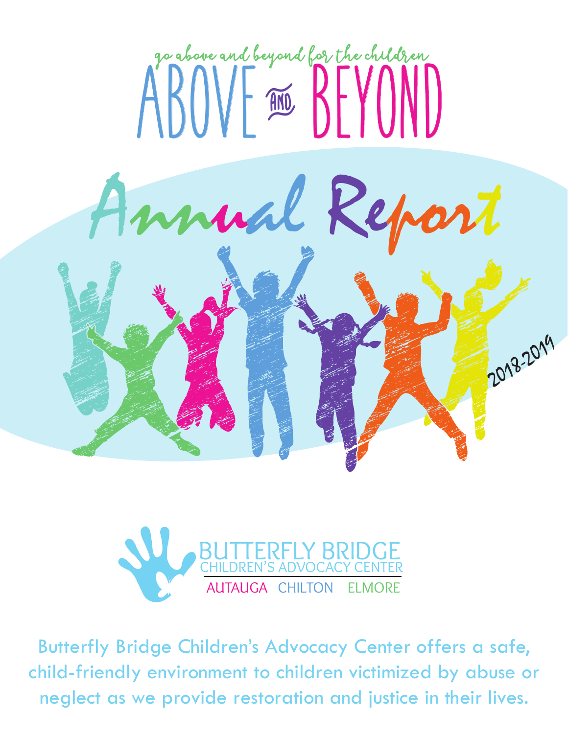go above and beyond for the children

# ABOVE AND BEYOND

## Annual Report

2018-2019

BUTTERFLY BRIDGE
CHILDREN'S ADVOCACY CENTER
AUTAUGA CHILTON ELMORE

Butterfly Bridge Children's Advocacy Center offers a safe, child-friendly environment to children victimized by abuse or neglect as we provide restoration and justice in their lives.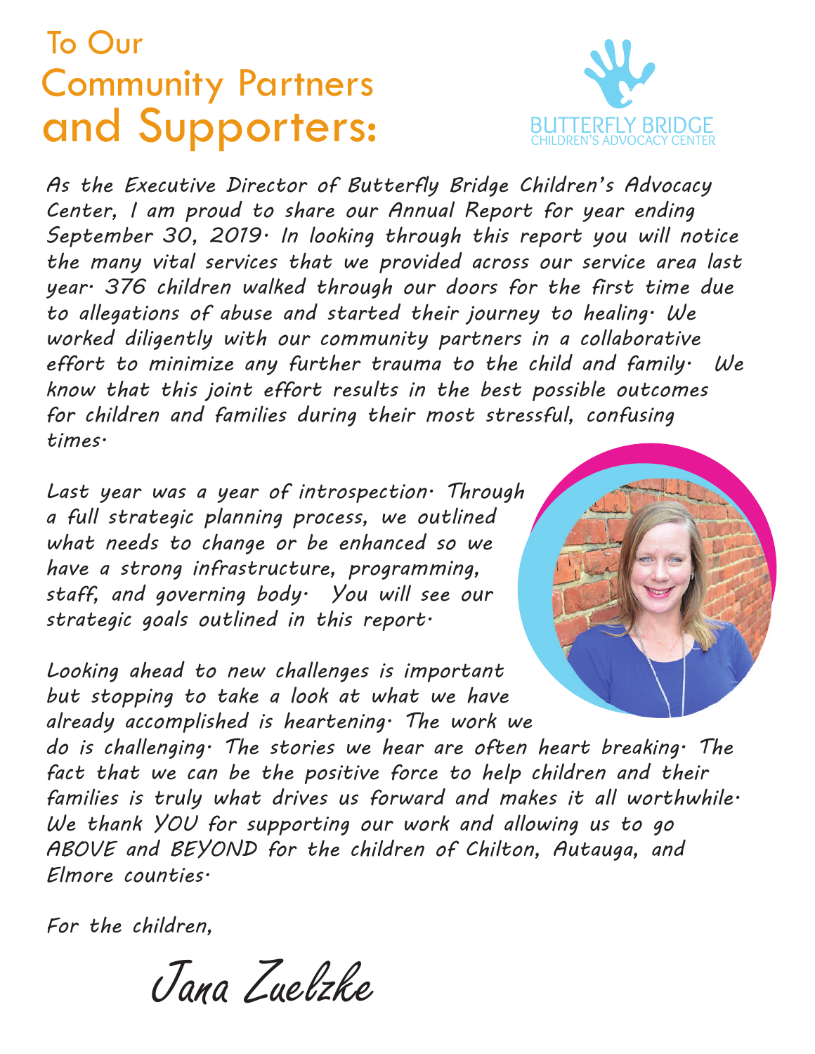# To Our Community Partners and Supporters:

BUTTERFLY BRIDGE
CHILDREN'S ADVOCACY CENTER

*As the Executive Director of Butterfly Bridge Children's Advocacy Center, I am proud to share our Annual Report for year ending September 30, 2019. In looking through this report you will notice the many vital services that we provided across our service area last year. 376 children walked through our doors for the first time due to allegations of abuse and started their journey to healing. We worked diligently with our community partners in a collaborative effort to minimize any further trauma to the child and family. We know that this joint effort results in the best possible outcomes for children and families during their most stressful, confusing times.*

*Last year was a year of introspection. Through a full strategic planning process, we outlined what needs to change or be enhanced so we have a strong infrastructure, programming, staff, and governing body. You will see our strategic goals outlined in this report.*

*Looking ahead to new challenges is important but stopping to take a look at what we have already accomplished is heartening. The work we do is challenging. The stories we hear are often heart breaking. The fact that we can be the positive force to help children and their families is truly what drives us forward and makes it all worthwhile. We thank YOU for supporting our work and allowing us to go ABOVE and BEYOND for the children of Chilton, Autauga, and Elmore counties.*

*For the children,*

*Jana Zuelzke*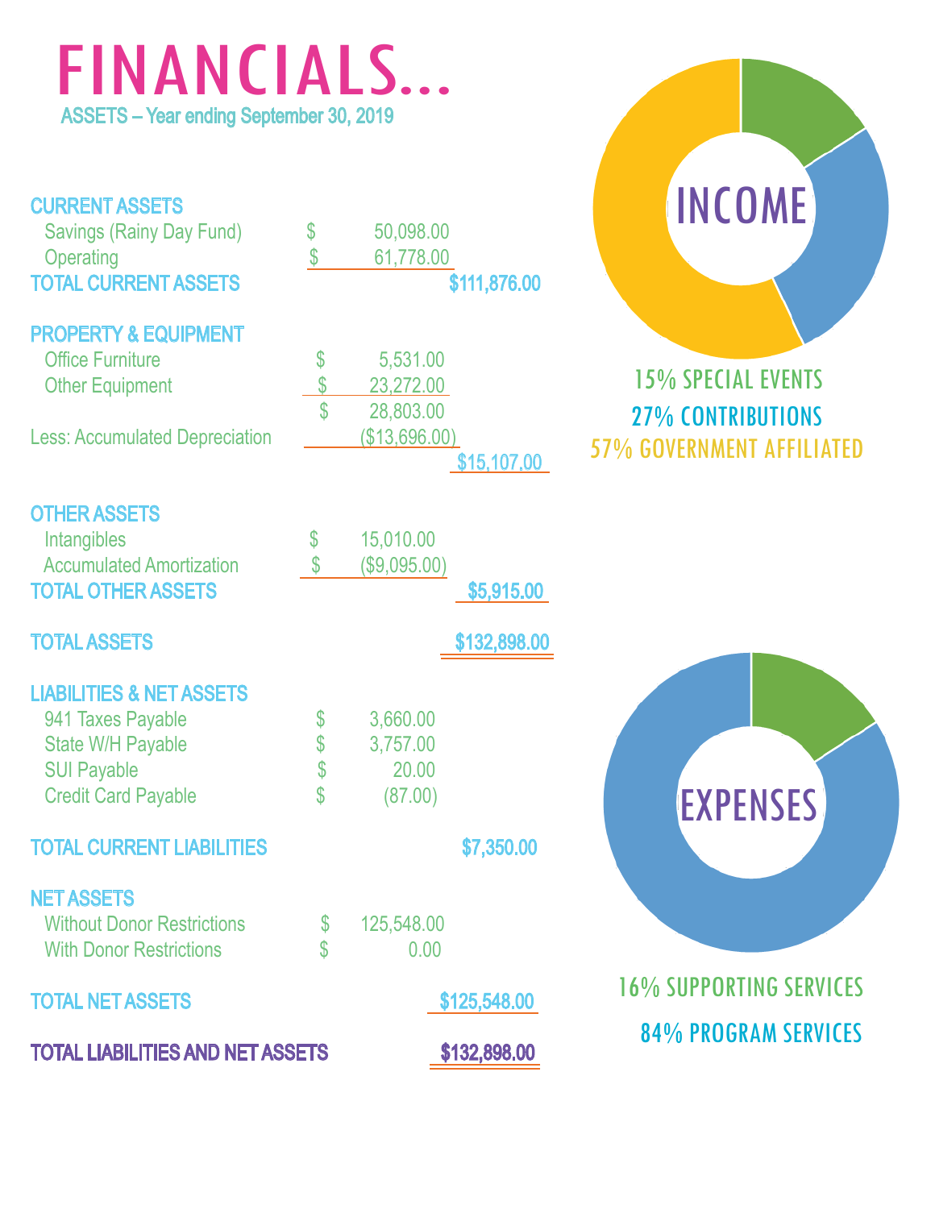# FINANCIALS...

ASSETS – Year ending September 30, 2019

| | | |
|---|---|---|
| **CURRENT ASSETS** | | |
| Savings (Rainy Day Fund) | $ 50,098.00 | |
| Operating | $ 61,778.00 | |
| **TOTAL CURRENT ASSETS** | | $111,876.00 |
| **PROPERTY & EQUIPMENT** | | |
| Office Furniture | $ 5,531.00 | |
| Other Equipment | $ 23,272.00 | |
| | $ 28,803.00 | |
| Less: Accumulated Depreciation | ($13,696.00) | |
| | | $15,107.00 |
| **OTHER ASSETS** | | |
| Intangibles | $ 15,010.00 | |
| Accumulated Amortization | $ ($9,095.00) | |
| **TOTAL OTHER ASSETS** | | $5,915.00 |
| **TOTAL ASSETS** | | $132,898.00 |
| **LIABILITIES & NET ASSETS** | | |
| 941 Taxes Payable | $ 3,660.00 | |
| State W/H Payable | $ 3,757.00 | |
| SUI Payable | $ 20.00 | |
| Credit Card Payable | $ (87.00) | |
| **TOTAL CURRENT LIABILITIES** | | $7,350.00 |
| **NET ASSETS** | | |
| Without Donor Restrictions | $ 125,548.00 | |
| With Donor Restrictions | $ 0.00 | |
| **TOTAL NET ASSETS** | | $125,548.00 |
| **TOTAL LIABILITIES AND NET ASSETS** | | $132,898.00 |

## INCOME

15% SPECIAL EVENTS

27% CONTRIBUTIONS

57% GOVERNMENT AFFILIATED

## EXPENSES

16% SUPPORTING SERVICES

84% PROGRAM SERVICES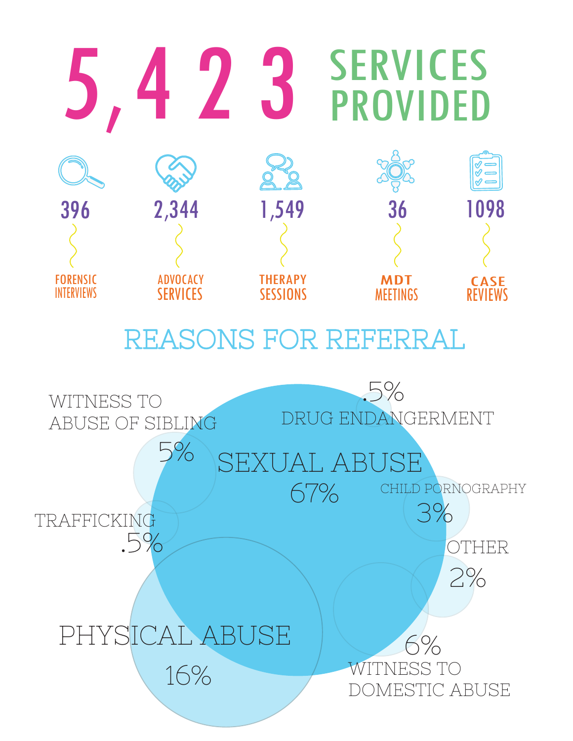# 5,423 SERVICES PROVIDED

| 396 | 2,344 | 1,549 | 36 | 1098 |
|---|---|---|---|---|
| FORENSIC INTERVIEWS | ADVOCACY SERVICES | THERAPY SESSIONS | MDT MEETINGS | CASE REVIEWS |

## REASONS FOR REFERRAL

- SEXUAL ABUSE 67%
- PHYSICAL ABUSE 16%
- WITNESS TO DOMESTIC ABUSE 6%
- WITNESS TO ABUSE OF SIBLING 5%
- CHILD PORNOGRAPHY 3%
- OTHER 2%
- DRUG ENDANGERMENT .5%
- TRAFFICKING .5%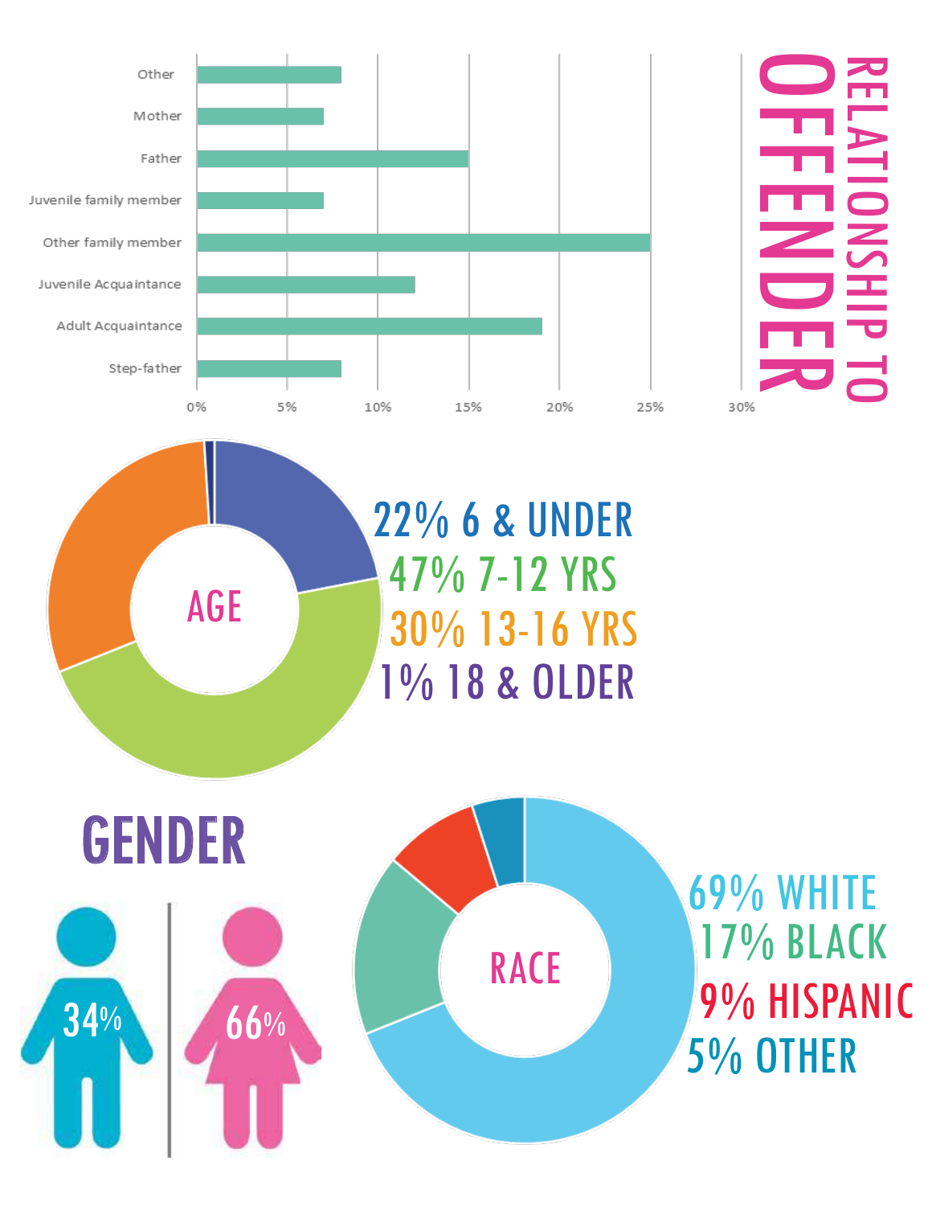# RELATIONSHIP TO OFFENDER

| Relationship | Percentage |
|---|---|
| Other | ~8% |
| Mother | ~7% |
| Father | ~15% |
| Juvenile family member | ~7% |
| Other family member | ~25% |
| Juvenile Acquaintance | ~12% |
| Adult Acquaintance | ~19% |
| Step-father | ~8% |

0% 5% 10% 15% 20% 25% 30%

## AGE

22% 6 & UNDER

47% 7-12 YRS

30% 13-16 YRS

1% 18 & OLDER

## GENDER

34%

66%

## RACE

69% WHITE

17% BLACK

9% HISPANIC

5% OTHER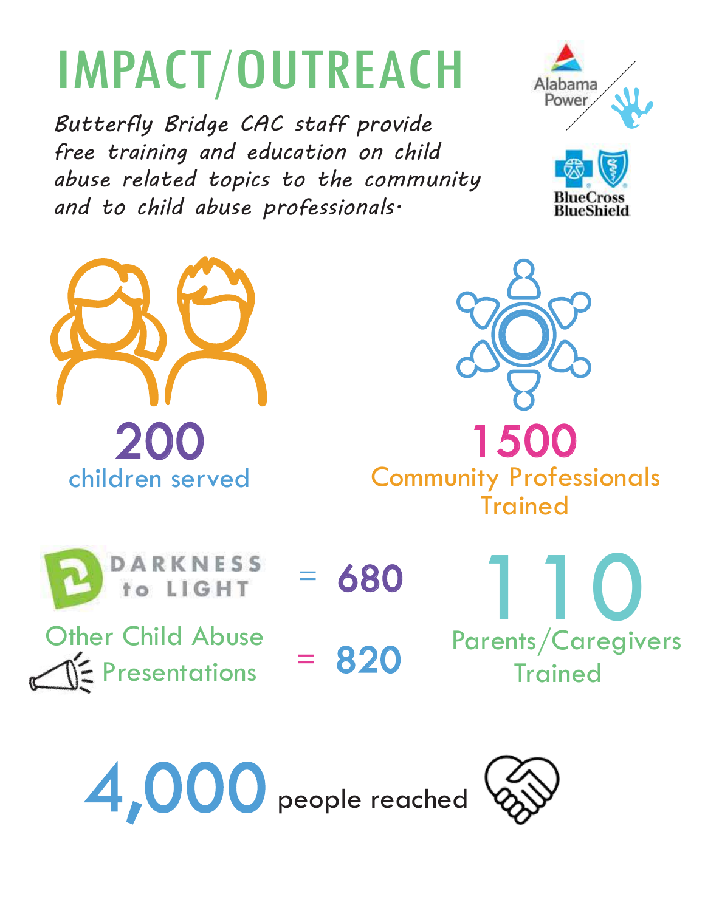# IMPACT/OUTREACH

*Butterfly Bridge CAC staff provide free training and education on child abuse related topics to the community and to child abuse professionals.*

Alabama Power

BlueCross BlueShield

**200**
children served

**1500**
Community Professionals Trained

DARKNESS to LIGHT = **680**

Other Child Abuse Presentations = **820**

**110**
Parents/Caregivers Trained

**4,000** people reached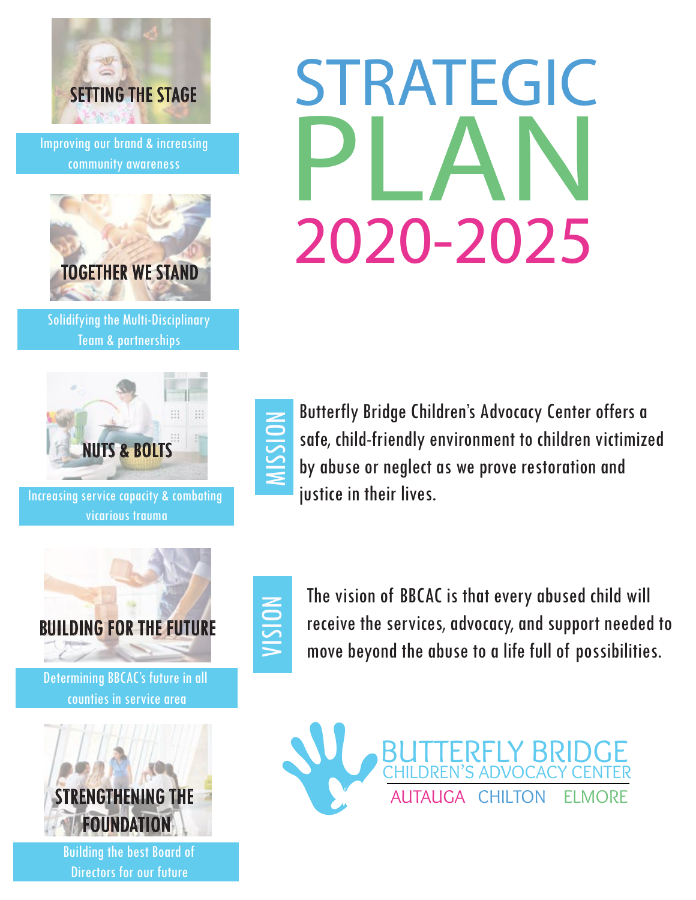# STRATEGIC PLAN 2020-2025

## SETTING THE STAGE

Improving our brand & increasing community awareness

## TOGETHER WE STAND

Solidifying the Multi-Disciplinary Team & partnerships

## NUTS & BOLTS

Increasing service capacity & combating vicarious trauma

## BUILDING FOR THE FUTURE

Determining BBCAC's future in all counties in service area

## STRENGTHENING THE FOUNDATION

Building the best Board of Directors for our future

## MISSION

Butterfly Bridge Children's Advocacy Center offers a safe, child-friendly environment to children victimized by abuse or neglect as we prove restoration and justice in their lives.

## VISION

The vision of BBCAC is that every abused child will receive the services, advocacy, and support needed to move beyond the abuse to a life full of possibilities.

BUTTERFLY BRIDGE
CHILDREN'S ADVOCACY CENTER
AUTAUGA CHILTON ELMORE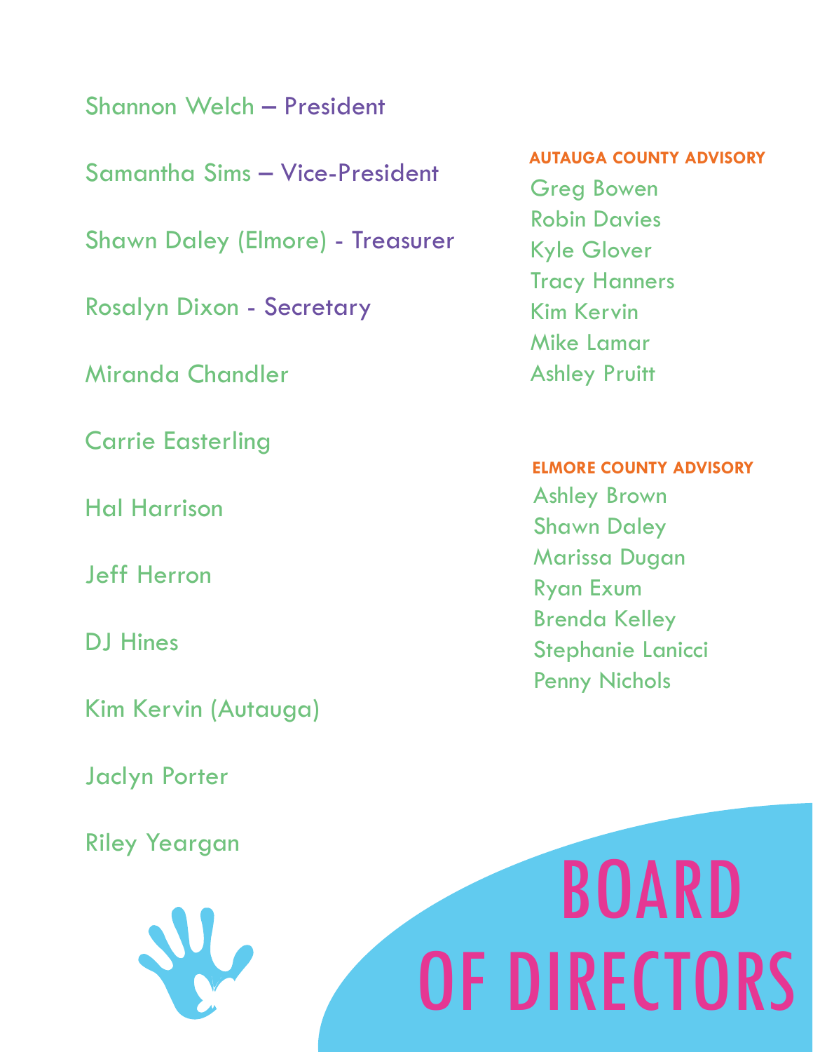# BOARD OF DIRECTORS

Shannon Welch – President

Samantha Sims – Vice-President

Shawn Daley (Elmore) - Treasurer

Rosalyn Dixon - Secretary

Miranda Chandler

Carrie Easterling

Hal Harrison

Jeff Herron

DJ Hines

Kim Kervin (Autauga)

Jaclyn Porter

Riley Yeargan

## AUTAUGA COUNTY ADVISORY

Greg Bowen
Robin Davies
Kyle Glover
Tracy Hanners
Kim Kervin
Mike Lamar
Ashley Pruitt

## ELMORE COUNTY ADVISORY

Ashley Brown
Shawn Daley
Marissa Dugan
Ryan Exum
Brenda Kelley
Stephanie Lanicci
Penny Nichols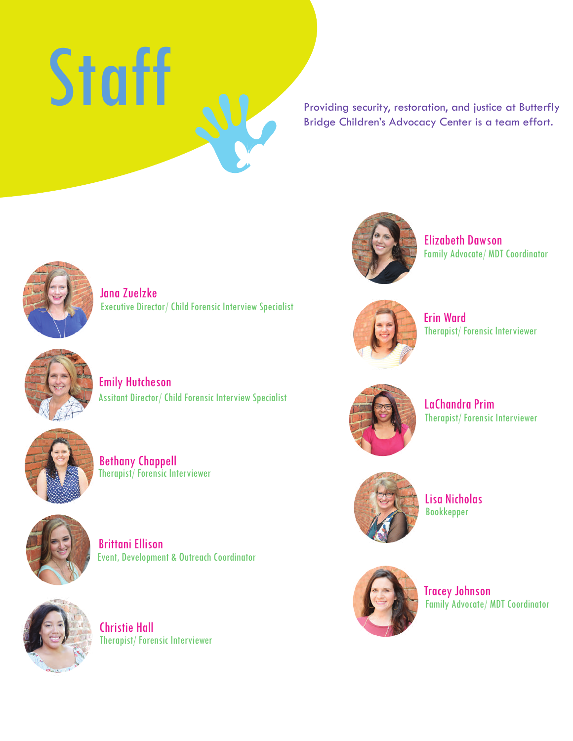# Staff

Providing security, restoration, and justice at Butterfly Bridge Children's Advocacy Center is a team effort.

**Jana Zuelzke**
Executive Director/ Child Forensic Interview Specialist

**Emily Hutcheson**
Assitant Director/ Child Forensic Interview Specialist

**Bethany Chappell**
Therapist/ Forensic Interviewer

**Brittani Ellison**
Event, Development & Outreach Coordinator

**Christie Hall**
Therapist/ Forensic Interviewer

**Elizabeth Dawson**
Family Advocate/ MDT Coordinator

**Erin Ward**
Therapist/ Forensic Interviewer

**LaChandra Prim**
Therapist/ Forensic Interviewer

**Lisa Nicholas**
Bookkepper

**Tracey Johnson**
Family Advocate/ MDT Coordinator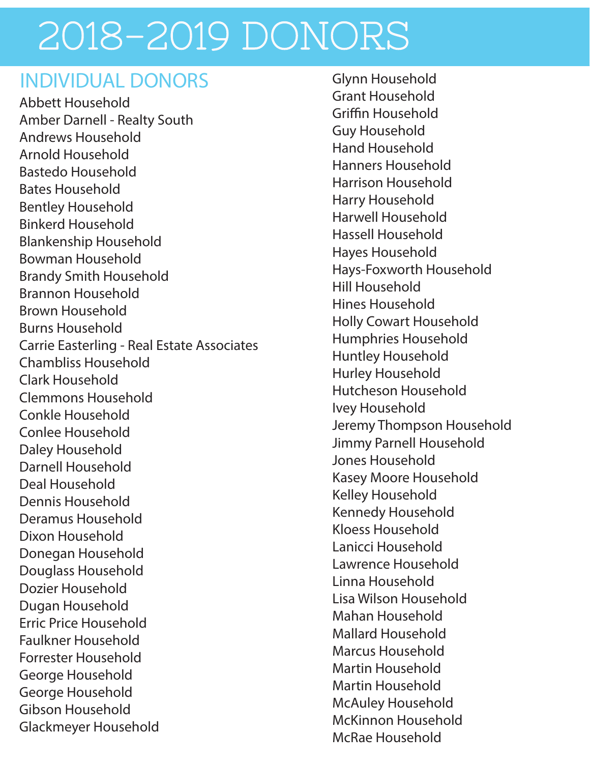# 2018-2019 DONORS

## INDIVIDUAL DONORS

Abbett Household
Amber Darnell - Realty South
Andrews Household
Arnold Household
Bastedo Household
Bates Household
Bentley Household
Binkerd Household
Blankenship Household
Bowman Household
Brandy Smith Household
Brannon Household
Brown Household
Burns Household
Carrie Easterling - Real Estate Associates
Chambliss Household
Clark Household
Clemmons Household
Conkle Household
Conlee Household
Daley Household
Darnell Household
Deal Household
Dennis Household
Deramus Household
Dixon Household
Donegan Household
Douglass Household
Dozier Household
Dugan Household
Erric Price Household
Faulkner Household
Forrester Household
George Household
George Household
Gibson Household
Glackmeyer Household
Glynn Household
Grant Household
Griffin Household
Guy Household
Hand Household
Hanners Household
Harrison Household
Harry Household
Harwell Household
Hassell Household
Hayes Household
Hays-Foxworth Household
Hill Household
Hines Household
Holly Cowart Household
Humphries Household
Huntley Household
Hurley Household
Hutcheson Household
Ivey Household
Jeremy Thompson Household
Jimmy Parnell Household
Jones Household
Kasey Moore Household
Kelley Household
Kennedy Household
Kloess Household
Lanicci Household
Lawrence Household
Linna Household
Lisa Wilson Household
Mahan Household
Mallard Household
Marcus Household
Martin Household
Martin Household
McAuley Household
McKinnon Household
McRae Household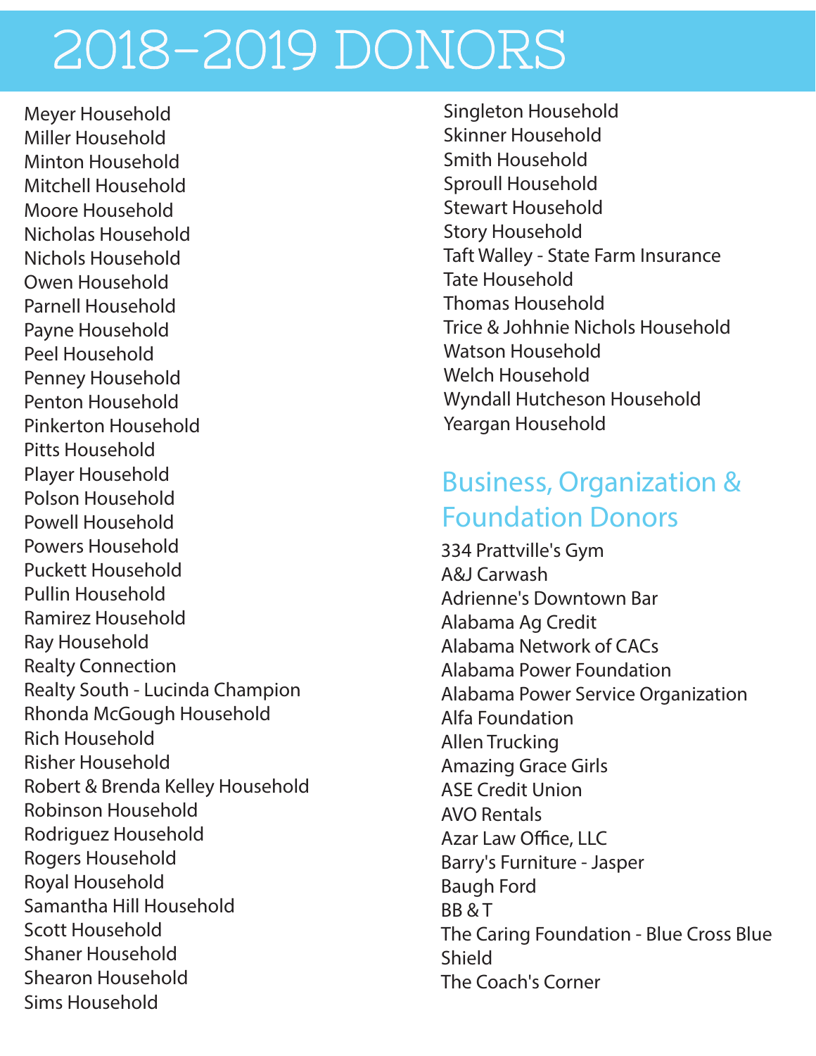# 2018-2019 DONORS

Meyer Household
Miller Household
Minton Household
Mitchell Household
Moore Household
Nicholas Household
Nichols Household
Owen Household
Parnell Household
Payne Household
Peel Household
Penney Household
Penton Household
Pinkerton Household
Pitts Household
Player Household
Polson Household
Powell Household
Powers Household
Puckett Household
Pullin Household
Ramirez Household
Ray Household
Realty Connection
Realty South - Lucinda Champion
Rhonda McGough Household
Rich Household
Risher Household
Robert & Brenda Kelley Household
Robinson Household
Rodriguez Household
Rogers Household
Royal Household
Samantha Hill Household
Scott Household
Shaner Household
Shearon Household
Sims Household
Singleton Household
Skinner Household
Smith Household
Sproull Household
Stewart Household
Story Household
Taft Walley - State Farm Insurance
Tate Household
Thomas Household
Trice & Johnnie Nichols Household
Watson Household
Welch Household
Wyndall Hutcheson Household
Yeargan Household

## Business, Organization & Foundation Donors

334 Prattville's Gym
A&J Carwash
Adrienne's Downtown Bar
Alabama Ag Credit
Alabama Network of CACs
Alabama Power Foundation
Alabama Power Service Organization
Alfa Foundation
Allen Trucking
Amazing Grace Girls
ASE Credit Union
AVO Rentals
Azar Law Office, LLC
Barry's Furniture - Jasper
Baugh Ford
BB & T
The Caring Foundation - Blue Cross Blue Shield
The Coach's Corner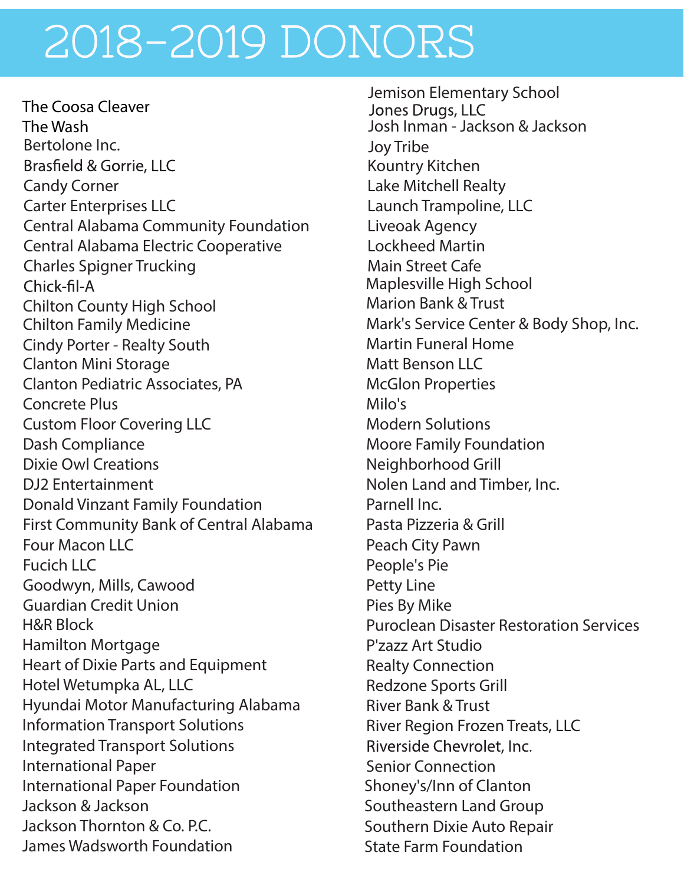# 2018-2019 DONORS

The Coosa Cleaver
The Wash
Bertolone Inc.
Brasfield & Gorrie, LLC
Candy Corner
Carter Enterprises LLC
Central Alabama Community Foundation
Central Alabama Electric Cooperative
Charles Spigner Trucking
Chick-fil-A
Chilton County High School
Chilton Family Medicine
Cindy Porter - Realty South
Clanton Mini Storage
Clanton Pediatric Associates, PA
Concrete Plus
Custom Floor Covering LLC
Dash Compliance
Dixie Owl Creations
DJ2 Entertainment
Donald Vinzant Family Foundation
First Community Bank of Central Alabama
Four Macon LLC
Fucich LLC
Goodwyn, Mills, Cawood
Guardian Credit Union
H&R Block
Hamilton Mortgage
Heart of Dixie Parts and Equipment
Hotel Wetumpka AL, LLC
Hyundai Motor Manufacturing Alabama
Information Transport Solutions
Integrated Transport Solutions
International Paper
International Paper Foundation
Jackson & Jackson
Jackson Thornton & Co. P.C.
James Wadsworth Foundation
Jemison Elementary School
Jones Drugs, LLC
Josh Inman - Jackson & Jackson
Joy Tribe
Kountry Kitchen
Lake Mitchell Realty
Launch Trampoline, LLC
Liveoak Agency
Lockheed Martin
Main Street Cafe
Maplesville High School
Marion Bank & Trust
Mark's Service Center & Body Shop, Inc.
Martin Funeral Home
Matt Benson LLC
McGlon Properties
Milo's
Modern Solutions
Moore Family Foundation
Neighborhood Grill
Nolen Land and Timber, Inc.
Parnell Inc.
Pasta Pizzeria & Grill
Peach City Pawn
People's Pie
Petty Line
Pies By Mike
Puroclean Disaster Restoration Services
P'zazz Art Studio
Realty Connection
Redzone Sports Grill
River Bank & Trust
River Region Frozen Treats, LLC
Riverside Chevrolet, Inc.
Senior Connection
Shoney's/Inn of Clanton
Southeastern Land Group
Southern Dixie Auto Repair
State Farm Foundation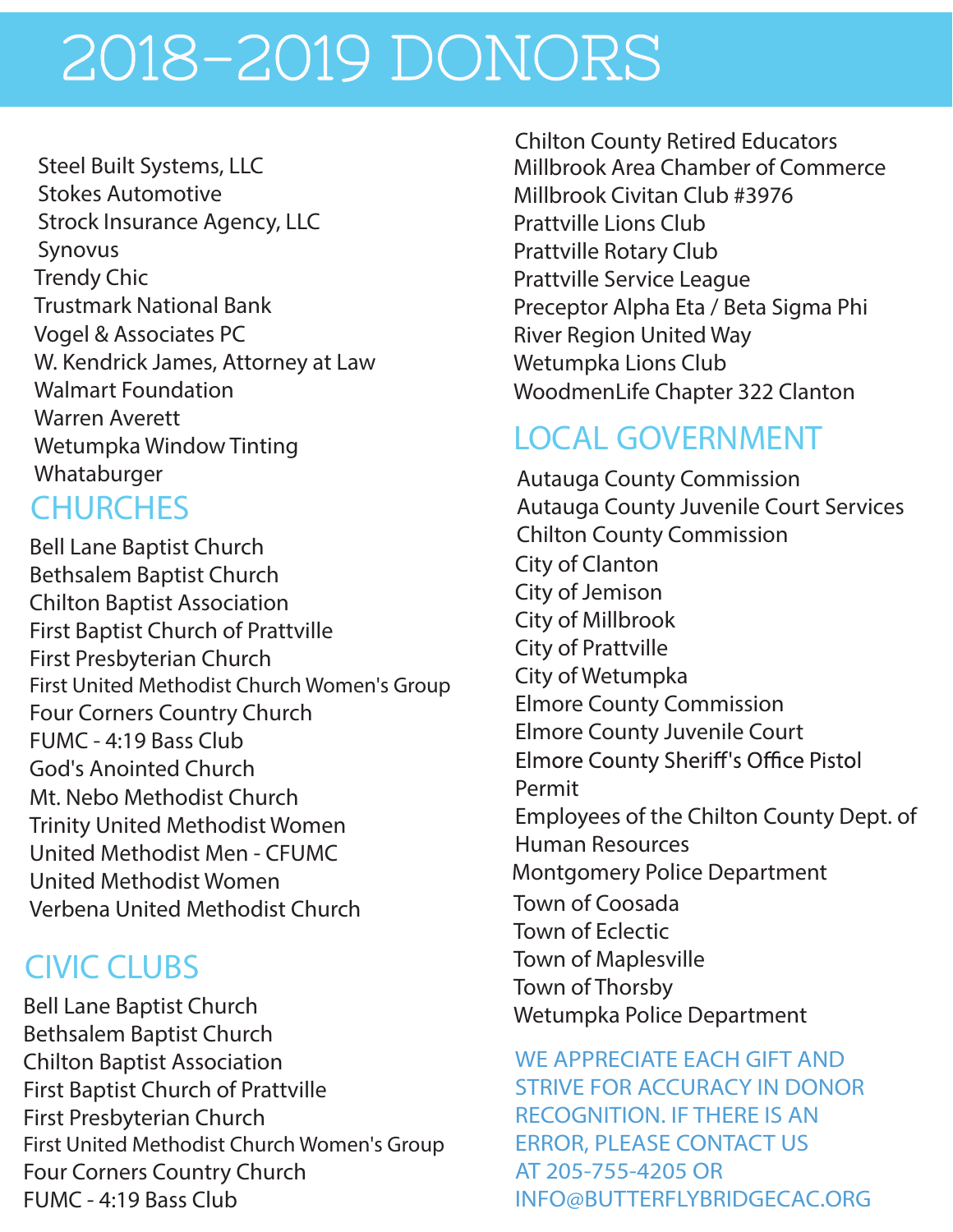# 2018-2019 DONORS

Steel Built Systems, LLC
Stokes Automotive
Strock Insurance Agency, LLC
Synovus
Trendy Chic
Trustmark National Bank
Vogel & Associates PC
W. Kendrick James, Attorney at Law
Walmart Foundation
Warren Averett
Wetumpka Window Tinting
Whataburger

## CHURCHES

Bell Lane Baptist Church
Bethsalem Baptist Church
Chilton Baptist Association
First Baptist Church of Prattville
First Presbyterian Church
First United Methodist Church Women's Group
Four Corners Country Church
FUMC - 4:19 Bass Club
God's Anointed Church
Mt. Nebo Methodist Church
Trinity United Methodist Women
United Methodist Men - CFUMC
United Methodist Women
Verbena United Methodist Church

## CIVIC CLUBS

Bell Lane Baptist Church
Bethsalem Baptist Church
Chilton Baptist Association
First Baptist Church of Prattville
First Presbyterian Church
First United Methodist Church Women's Group
Four Corners Country Church
FUMC - 4:19 Bass Club
Chilton County Retired Educators
Millbrook Area Chamber of Commerce
Millbrook Civitan Club #3976
Prattville Lions Club
Prattville Rotary Club
Prattville Service League
Preceptor Alpha Eta / Beta Sigma Phi
River Region United Way
Wetumpka Lions Club
WoodmenLife Chapter 322 Clanton

## LOCAL GOVERNMENT

Autauga County Commission
Autauga County Juvenile Court Services
Chilton County Commission
City of Clanton
City of Jemison
City of Millbrook
City of Prattville
City of Wetumpka
Elmore County Commission
Elmore County Juvenile Court
Elmore County Sheriff's Office Pistol Permit
Employees of the Chilton County Dept. of Human Resources
Montgomery Police Department
Town of Coosada
Town of Eclectic
Town of Maplesville
Town of Thorsby
Wetumpka Police Department

WE APPRECIATE EACH GIFT AND STRIVE FOR ACCURACY IN DONOR RECOGNITION. IF THERE IS AN ERROR, PLEASE CONTACT US AT 205-755-4205 OR INFO@BUTTERFLYBRIDGECAC.ORG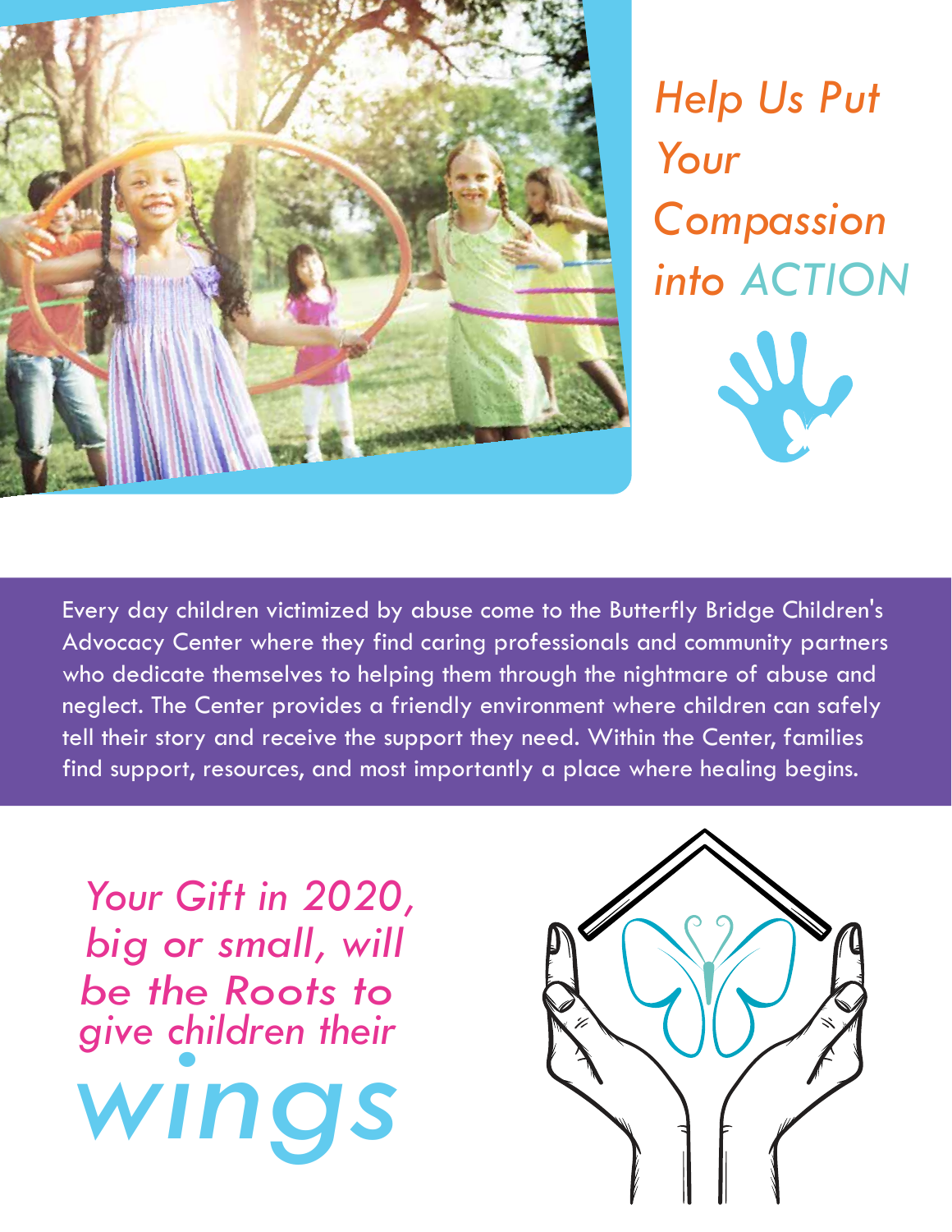*Help Us Put Your Compassion into ACTION*

Every day children victimized by abuse come to the Butterfly Bridge Children's Advocacy Center where they find caring professionals and community partners who dedicate themselves to helping them through the nightmare of abuse and neglect. The Center provides a friendly environment where children can safely tell their story and receive the support they need. Within the Center, families find support, resources, and most importantly a place where healing begins.

*Your Gift in 2020, big or small, will be the Roots to give children their wings*